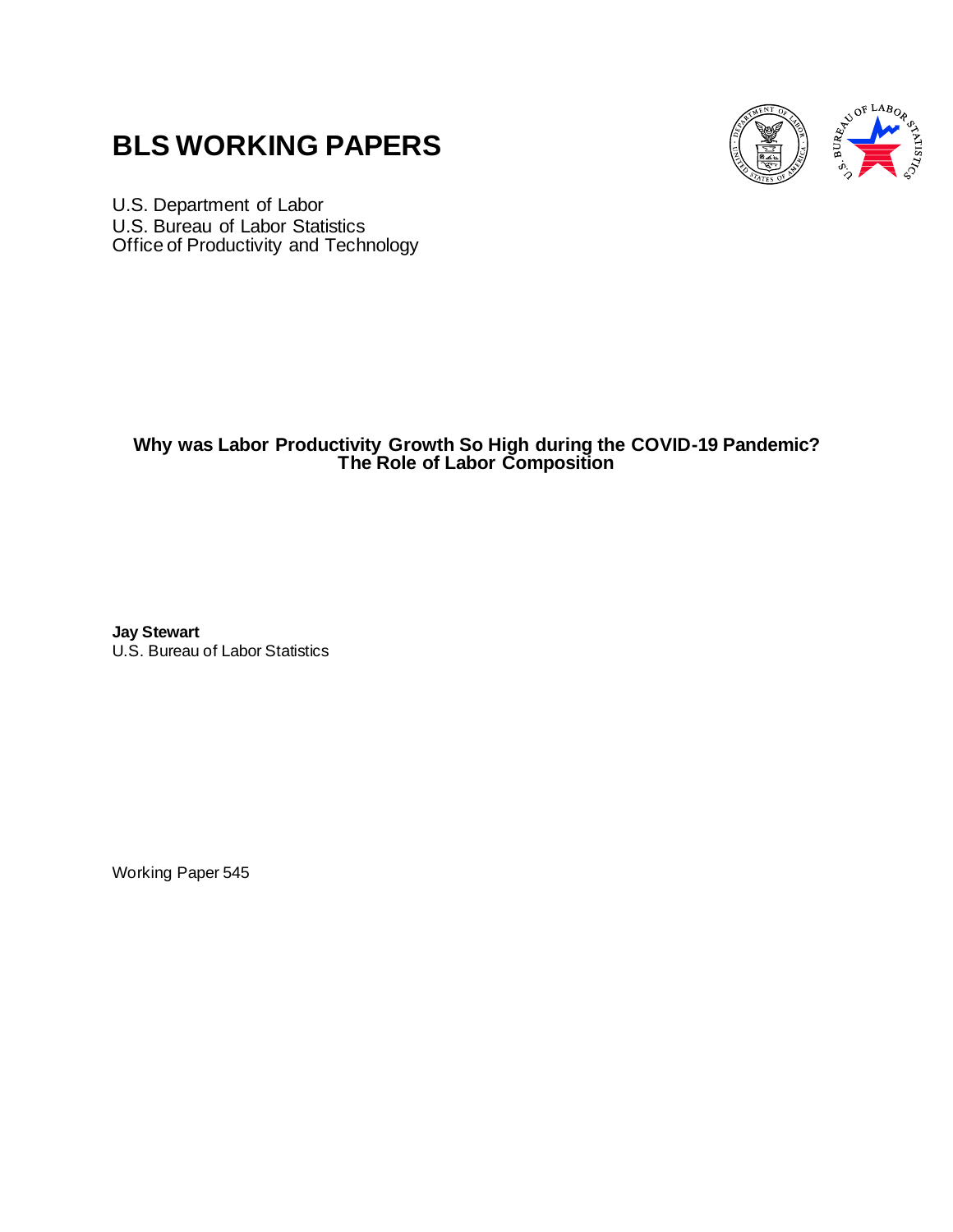# BLS WORKING PAPERS

U.S. Department of Labor
U.S. Bureau of Labor Statistics
Office of Productivity and Technology

**Why was Labor Productivity Growth So High during the COVID-19 Pandemic? The Role of Labor Composition**

**Jay Stewart**
U.S. Bureau of Labor Statistics

Working Paper 545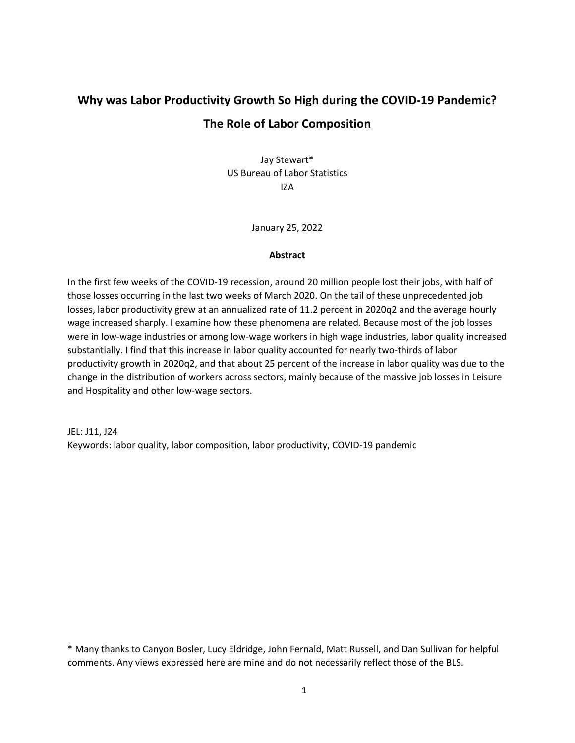# Why was Labor Productivity Growth So High during the COVID-19 Pandemic?

# The Role of Labor Composition

Jay Stewart*
US Bureau of Labor Statistics
IZA

January 25, 2022

**Abstract**

In the first few weeks of the COVID-19 recession, around 20 million people lost their jobs, with half of those losses occurring in the last two weeks of March 2020. On the tail of these unprecedented job losses, labor productivity grew at an annualized rate of 11.2 percent in 2020q2 and the average hourly wage increased sharply. I examine how these phenomena are related. Because most of the job losses were in low-wage industries or among low-wage workers in high wage industries, labor quality increased substantially. I find that this increase in labor quality accounted for nearly two-thirds of labor productivity growth in 2020q2, and that about 25 percent of the increase in labor quality was due to the change in the distribution of workers across sectors, mainly because of the massive job losses in Leisure and Hospitality and other low-wage sectors.

JEL: J11, J24
Keywords: labor quality, labor composition, labor productivity, COVID-19 pandemic

* Many thanks to Canyon Bosler, Lucy Eldridge, John Fernald, Matt Russell, and Dan Sullivan for helpful comments. Any views expressed here are mine and do not necessarily reflect those of the BLS.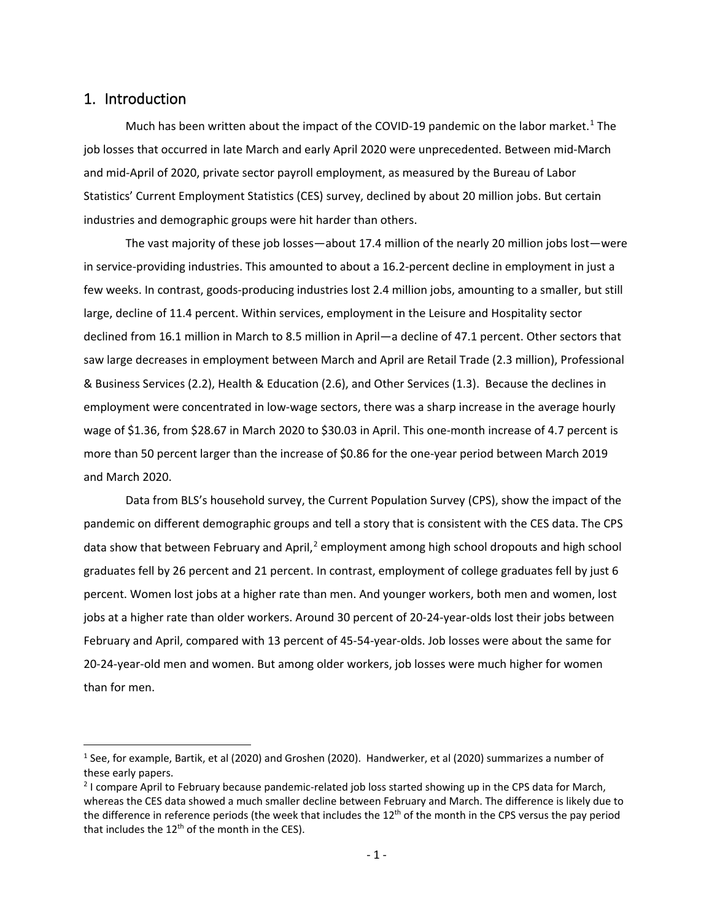## 1. Introduction

Much has been written about the impact of the COVID-19 pandemic on the labor market.[1] The job losses that occurred in late March and early April 2020 were unprecedented. Between mid-March and mid-April of 2020, private sector payroll employment, as measured by the Bureau of Labor Statistics' Current Employment Statistics (CES) survey, declined by about 20 million jobs. But certain industries and demographic groups were hit harder than others.

The vast majority of these job losses—about 17.4 million of the nearly 20 million jobs lost—were in service-providing industries. This amounted to about a 16.2-percent decline in employment in just a few weeks. In contrast, goods-producing industries lost 2.4 million jobs, amounting to a smaller, but still large, decline of 11.4 percent. Within services, employment in the Leisure and Hospitality sector declined from 16.1 million in March to 8.5 million in April—a decline of 47.1 percent. Other sectors that saw large decreases in employment between March and April are Retail Trade (2.3 million), Professional & Business Services (2.2), Health & Education (2.6), and Other Services (1.3). Because the declines in employment were concentrated in low-wage sectors, there was a sharp increase in the average hourly wage of $1.36, from $28.67 in March 2020 to $30.03 in April. This one-month increase of 4.7 percent is more than 50 percent larger than the increase of $0.86 for the one-year period between March 2019 and March 2020.

Data from BLS's household survey, the Current Population Survey (CPS), show the impact of the pandemic on different demographic groups and tell a story that is consistent with the CES data. The CPS data show that between February and April,[2] employment among high school dropouts and high school graduates fell by 26 percent and 21 percent. In contrast, employment of college graduates fell by just 6 percent. Women lost jobs at a higher rate than men. And younger workers, both men and women, lost jobs at a higher rate than older workers. Around 30 percent of 20-24-year-olds lost their jobs between February and April, compared with 13 percent of 45-54-year-olds. Job losses were about the same for 20-24-year-old men and women. But among older workers, job losses were much higher for women than for men.

---

[1] See, for example, Bartik, et al (2020) and Groshen (2020). Handwerker, et al (2020) summarizes a number of these early papers.

[2] I compare April to February because pandemic-related job loss started showing up in the CPS data for March, whereas the CES data showed a much smaller decline between February and March. The difference is likely due to the difference in reference periods (the week that includes the 12th of the month in the CPS versus the pay period that includes the 12th of the month in the CES).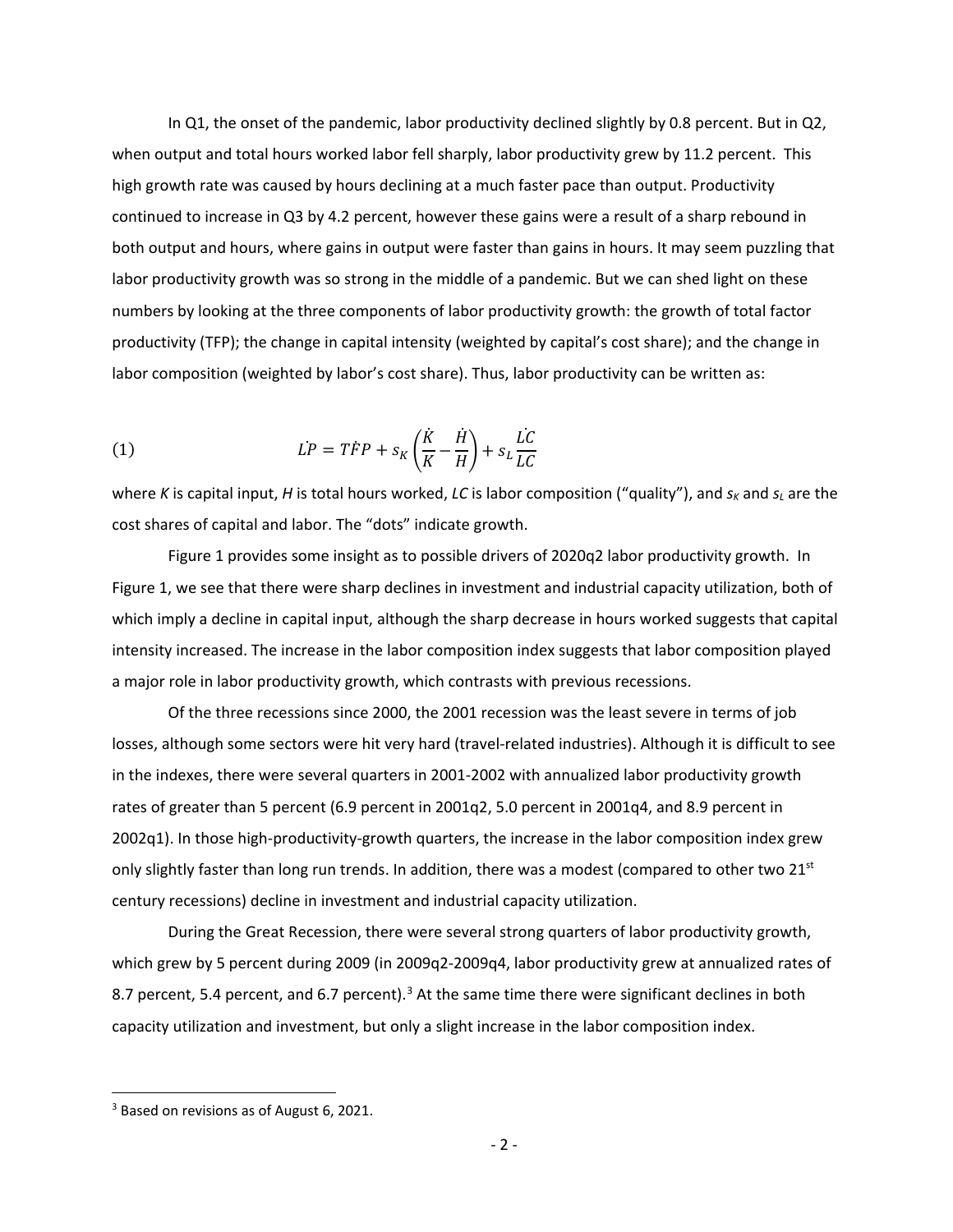In Q1, the onset of the pandemic, labor productivity declined slightly by 0.8 percent. But in Q2, when output and total hours worked labor fell sharply, labor productivity grew by 11.2 percent. This high growth rate was caused by hours declining at a much faster pace than output. Productivity continued to increase in Q3 by 4.2 percent, however these gains were a result of a sharp rebound in both output and hours, where gains in output were faster than gains in hours. It may seem puzzling that labor productivity growth was so strong in the middle of a pandemic. But we can shed light on these numbers by looking at the three components of labor productivity growth: the growth of total factor productivity (TFP); the change in capital intensity (weighted by capital's cost share); and the change in labor composition (weighted by labor's cost share). Thus, labor productivity can be written as:

$$\dot{LP} = \dot{TFP} + s_K\left(\frac{\dot{K}}{K} - \frac{\dot{H}}{H}\right) + s_L\frac{\dot{LC}}{LC} \tag{1}$$

where *K* is capital input, *H* is total hours worked, *LC* is labor composition ("quality"), and $s_K$ and $s_L$ are the cost shares of capital and labor. The "dots" indicate growth.

Figure 1 provides some insight as to possible drivers of 2020q2 labor productivity growth. In Figure 1, we see that there were sharp declines in investment and industrial capacity utilization, both of which imply a decline in capital input, although the sharp decrease in hours worked suggests that capital intensity increased. The increase in the labor composition index suggests that labor composition played a major role in labor productivity growth, which contrasts with previous recessions.

Of the three recessions since 2000, the 2001 recession was the least severe in terms of job losses, although some sectors were hit very hard (travel-related industries). Although it is difficult to see in the indexes, there were several quarters in 2001-2002 with annualized labor productivity growth rates of greater than 5 percent (6.9 percent in 2001q2, 5.0 percent in 2001q4, and 8.9 percent in 2002q1). In those high-productivity-growth quarters, the increase in the labor composition index grew only slightly faster than long run trends. In addition, there was a modest (compared to other two 21st century recessions) decline in investment and industrial capacity utilization.

During the Great Recession, there were several strong quarters of labor productivity growth, which grew by 5 percent during 2009 (in 2009q2-2009q4, labor productivity grew at annualized rates of 8.7 percent, 5.4 percent, and 6.7 percent).[3] At the same time there were significant declines in both capacity utilization and investment, but only a slight increase in the labor composition index.

[3] Based on revisions as of August 6, 2021.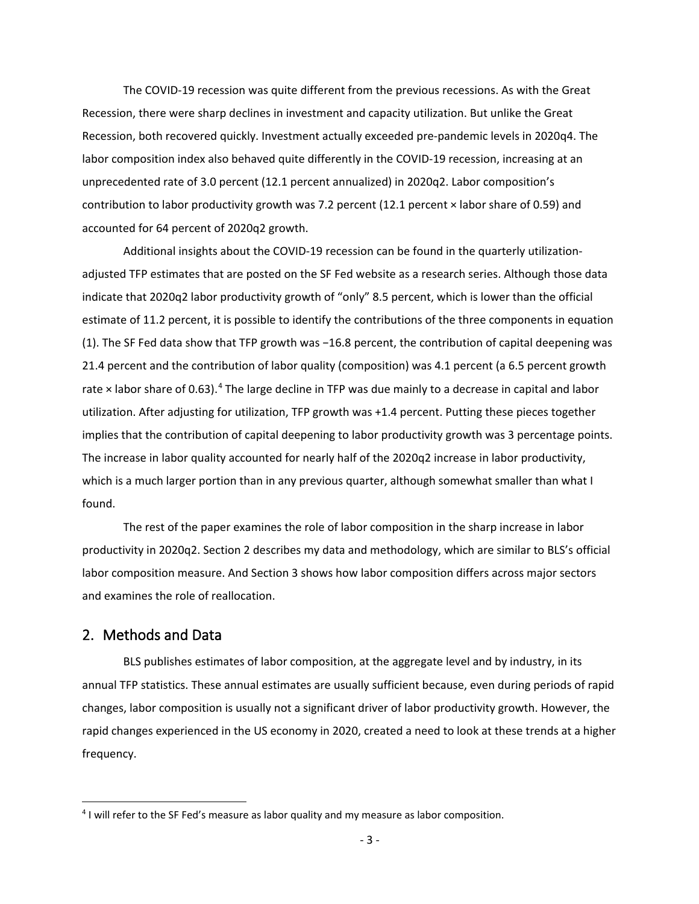The COVID-19 recession was quite different from the previous recessions. As with the Great Recession, there were sharp declines in investment and capacity utilization. But unlike the Great Recession, both recovered quickly. Investment actually exceeded pre-pandemic levels in 2020q4. The labor composition index also behaved quite differently in the COVID-19 recession, increasing at an unprecedented rate of 3.0 percent (12.1 percent annualized) in 2020q2. Labor composition's contribution to labor productivity growth was 7.2 percent (12.1 percent × labor share of 0.59) and accounted for 64 percent of 2020q2 growth.

Additional insights about the COVID-19 recession can be found in the quarterly utilization-adjusted TFP estimates that are posted on the SF Fed website as a research series. Although those data indicate that 2020q2 labor productivity growth of "only" 8.5 percent, which is lower than the official estimate of 11.2 percent, it is possible to identify the contributions of the three components in equation (1). The SF Fed data show that TFP growth was −16.8 percent, the contribution of capital deepening was 21.4 percent and the contribution of labor quality (composition) was 4.1 percent (a 6.5 percent growth rate × labor share of 0.63).[4] The large decline in TFP was due mainly to a decrease in capital and labor utilization. After adjusting for utilization, TFP growth was +1.4 percent. Putting these pieces together implies that the contribution of capital deepening to labor productivity growth was 3 percentage points. The increase in labor quality accounted for nearly half of the 2020q2 increase in labor productivity, which is a much larger portion than in any previous quarter, although somewhat smaller than what I found.

The rest of the paper examines the role of labor composition in the sharp increase in labor productivity in 2020q2. Section 2 describes my data and methodology, which are similar to BLS's official labor composition measure. And Section 3 shows how labor composition differs across major sectors and examines the role of reallocation.

## 2. Methods and Data

BLS publishes estimates of labor composition, at the aggregate level and by industry, in its annual TFP statistics. These annual estimates are usually sufficient because, even during periods of rapid changes, labor composition is usually not a significant driver of labor productivity growth. However, the rapid changes experienced in the US economy in 2020, created a need to look at these trends at a higher frequency.

[4] I will refer to the SF Fed's measure as labor quality and my measure as labor composition.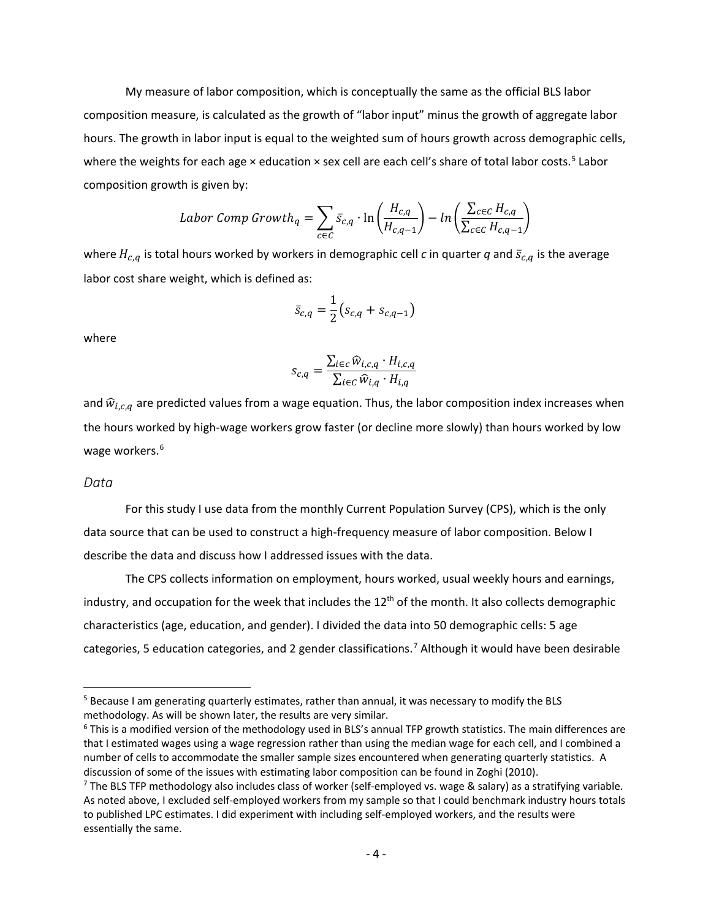My measure of labor composition, which is conceptually the same as the official BLS labor composition measure, is calculated as the growth of "labor input" minus the growth of aggregate labor hours. The growth in labor input is equal to the weighted sum of hours growth across demographic cells, where the weights for each age × education × sex cell are each cell's share of total labor costs.[5] Labor composition growth is given by:

$$Labor\ Comp\ Growth_q = \sum_{c \in C} \bar{s}_{c,q} \cdot \ln\left(\frac{H_{c,q}}{H_{c,q-1}}\right) - ln\left(\frac{\sum_{c \in C} H_{c,q}}{\sum_{c \in C} H_{c,q-1}}\right)$$

where $H_{c,q}$ is total hours worked by workers in demographic cell *c* in quarter *q* and $\bar{s}_{c,q}$ is the average labor cost share weight, which is defined as:

$$\bar{s}_{c,q} = \frac{1}{2}\left(s_{c,q} + s_{c,q-1}\right)$$

where

$$s_{c,q} = \frac{\sum_{i \in c} \widehat{w}_{i,c,q} \cdot H_{i,c,q}}{\sum_{i \in C} \widehat{w}_{i,q} \cdot H_{i,q}}$$

and $\widehat{w}_{i,c,q}$ are predicted values from a wage equation. Thus, the labor composition index increases when the hours worked by high-wage workers grow faster (or decline more slowly) than hours worked by low wage workers.[6]

## *Data*

For this study I use data from the monthly Current Population Survey (CPS), which is the only data source that can be used to construct a high-frequency measure of labor composition. Below I describe the data and discuss how I addressed issues with the data.

The CPS collects information on employment, hours worked, usual weekly hours and earnings, industry, and occupation for the week that includes the 12th of the month. It also collects demographic characteristics (age, education, and gender). I divided the data into 50 demographic cells: 5 age categories, 5 education categories, and 2 gender classifications.[7] Although it would have been desirable

---

[5] Because I am generating quarterly estimates, rather than annual, it was necessary to modify the BLS methodology. As will be shown later, the results are very similar.

[6] This is a modified version of the methodology used in BLS's annual TFP growth statistics. The main differences are that I estimated wages using a wage regression rather than using the median wage for each cell, and I combined a number of cells to accommodate the smaller sample sizes encountered when generating quarterly statistics. A discussion of some of the issues with estimating labor composition can be found in Zoghi (2010).

[7] The BLS TFP methodology also includes class of worker (self-employed vs. wage & salary) as a stratifying variable. As noted above, I excluded self-employed workers from my sample so that I could benchmark industry hours totals to published LPC estimates. I did experiment with including self-employed workers, and the results were essentially the same.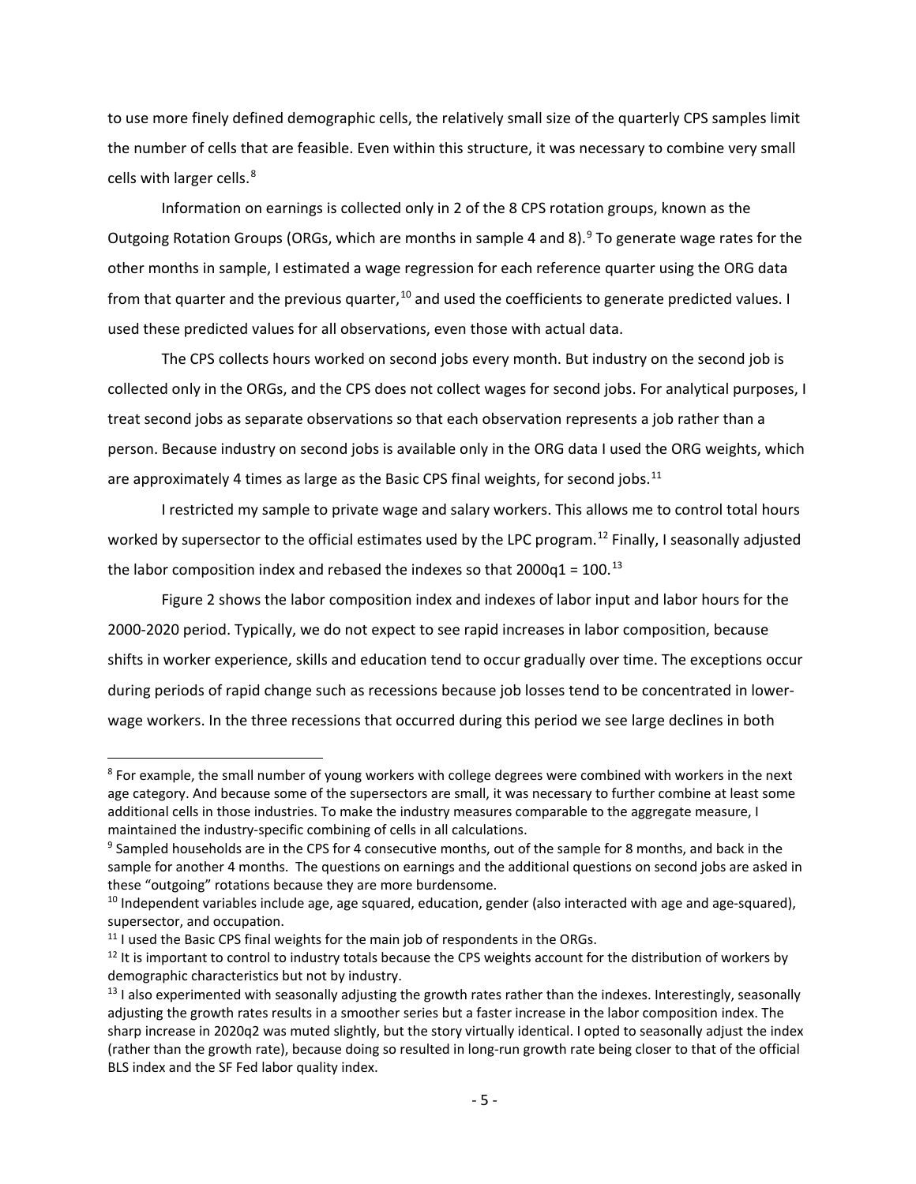to use more finely defined demographic cells, the relatively small size of the quarterly CPS samples limit the number of cells that are feasible. Even within this structure, it was necessary to combine very small cells with larger cells.[8]

Information on earnings is collected only in 2 of the 8 CPS rotation groups, known as the Outgoing Rotation Groups (ORGs, which are months in sample 4 and 8).[9] To generate wage rates for the other months in sample, I estimated a wage regression for each reference quarter using the ORG data from that quarter and the previous quarter,[10] and used the coefficients to generate predicted values. I used these predicted values for all observations, even those with actual data.

The CPS collects hours worked on second jobs every month. But industry on the second job is collected only in the ORGs, and the CPS does not collect wages for second jobs. For analytical purposes, I treat second jobs as separate observations so that each observation represents a job rather than a person. Because industry on second jobs is available only in the ORG data I used the ORG weights, which are approximately 4 times as large as the Basic CPS final weights, for second jobs.[11]

I restricted my sample to private wage and salary workers. This allows me to control total hours worked by supersector to the official estimates used by the LPC program.[12] Finally, I seasonally adjusted the labor composition index and rebased the indexes so that 2000q1 = 100.[13]

Figure 2 shows the labor composition index and indexes of labor input and labor hours for the 2000-2020 period. Typically, we do not expect to see rapid increases in labor composition, because shifts in worker experience, skills and education tend to occur gradually over time. The exceptions occur during periods of rapid change such as recessions because job losses tend to be concentrated in lower-wage workers. In the three recessions that occurred during this period we see large declines in both

---

[8] For example, the small number of young workers with college degrees were combined with workers in the next age category. And because some of the supersectors are small, it was necessary to further combine at least some additional cells in those industries. To make the industry measures comparable to the aggregate measure, I maintained the industry-specific combining of cells in all calculations.

[9] Sampled households are in the CPS for 4 consecutive months, out of the sample for 8 months, and back in the sample for another 4 months. The questions on earnings and the additional questions on second jobs are asked in these "outgoing" rotations because they are more burdensome.

[10] Independent variables include age, age squared, education, gender (also interacted with age and age-squared), supersector, and occupation.

[11] I used the Basic CPS final weights for the main job of respondents in the ORGs.

[12] It is important to control to industry totals because the CPS weights account for the distribution of workers by demographic characteristics but not by industry.

[13] I also experimented with seasonally adjusting the growth rates rather than the indexes. Interestingly, seasonally adjusting the growth rates results in a smoother series but a faster increase in the labor composition index. The sharp increase in 2020q2 was muted slightly, but the story virtually identical. I opted to seasonally adjust the index (rather than the growth rate), because doing so resulted in long-run growth rate being closer to that of the official BLS index and the SF Fed labor quality index.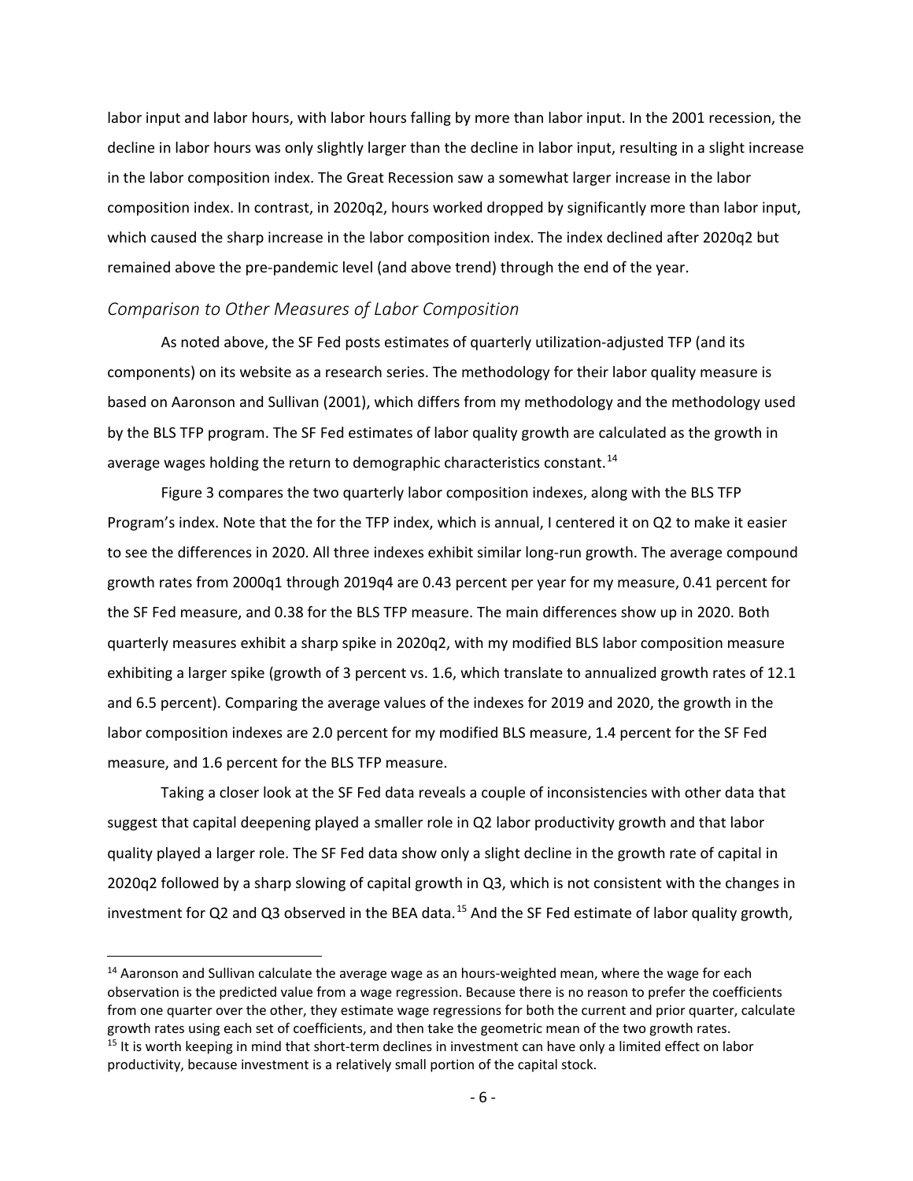labor input and labor hours, with labor hours falling by more than labor input. In the 2001 recession, the decline in labor hours was only slightly larger than the decline in labor input, resulting in a slight increase in the labor composition index. The Great Recession saw a somewhat larger increase in the labor composition index. In contrast, in 2020q2, hours worked dropped by significantly more than labor input, which caused the sharp increase in the labor composition index. The index declined after 2020q2 but remained above the pre-pandemic level (and above trend) through the end of the year.

### *Comparison to Other Measures of Labor Composition*

As noted above, the SF Fed posts estimates of quarterly utilization-adjusted TFP (and its components) on its website as a research series. The methodology for their labor quality measure is based on Aaronson and Sullivan (2001), which differs from my methodology and the methodology used by the BLS TFP program. The SF Fed estimates of labor quality growth are calculated as the growth in average wages holding the return to demographic characteristics constant.[14]

Figure 3 compares the two quarterly labor composition indexes, along with the BLS TFP Program's index. Note that the for the TFP index, which is annual, I centered it on Q2 to make it easier to see the differences in 2020. All three indexes exhibit similar long-run growth. The average compound growth rates from 2000q1 through 2019q4 are 0.43 percent per year for my measure, 0.41 percent for the SF Fed measure, and 0.38 for the BLS TFP measure. The main differences show up in 2020. Both quarterly measures exhibit a sharp spike in 2020q2, with my modified BLS labor composition measure exhibiting a larger spike (growth of 3 percent vs. 1.6, which translate to annualized growth rates of 12.1 and 6.5 percent). Comparing the average values of the indexes for 2019 and 2020, the growth in the labor composition indexes are 2.0 percent for my modified BLS measure, 1.4 percent for the SF Fed measure, and 1.6 percent for the BLS TFP measure.

Taking a closer look at the SF Fed data reveals a couple of inconsistencies with other data that suggest that capital deepening played a smaller role in Q2 labor productivity growth and that labor quality played a larger role. The SF Fed data show only a slight decline in the growth rate of capital in 2020q2 followed by a sharp slowing of capital growth in Q3, which is not consistent with the changes in investment for Q2 and Q3 observed in the BEA data.[15] And the SF Fed estimate of labor quality growth,

---

[14] Aaronson and Sullivan calculate the average wage as an hours-weighted mean, where the wage for each observation is the predicted value from a wage regression. Because there is no reason to prefer the coefficients from one quarter over the other, they estimate wage regressions for both the current and prior quarter, calculate growth rates using each set of coefficients, and then take the geometric mean of the two growth rates.

[15] It is worth keeping in mind that short-term declines in investment can have only a limited effect on labor productivity, because investment is a relatively small portion of the capital stock.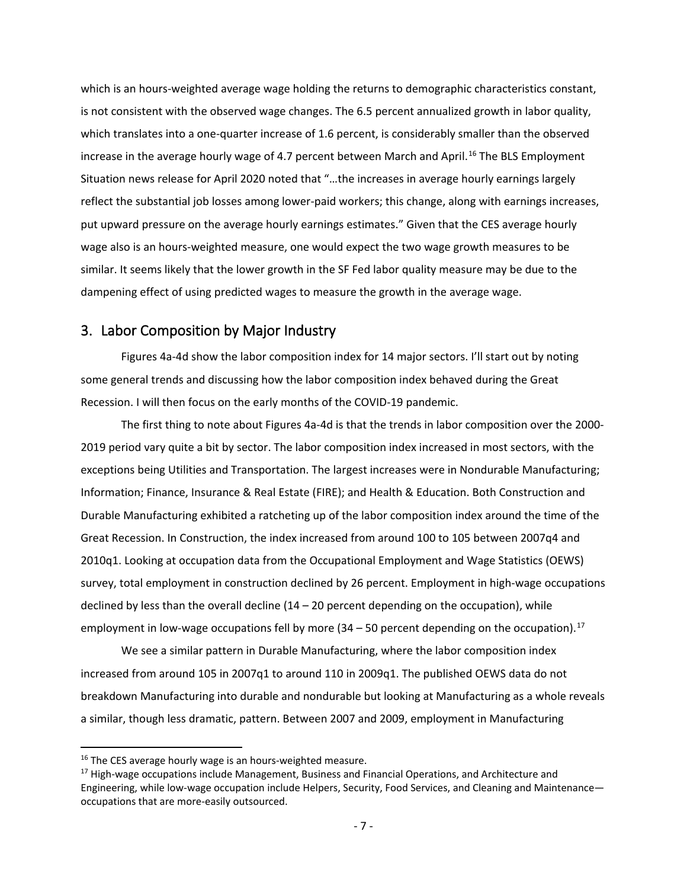which is an hours-weighted average wage holding the returns to demographic characteristics constant, is not consistent with the observed wage changes. The 6.5 percent annualized growth in labor quality, which translates into a one-quarter increase of 1.6 percent, is considerably smaller than the observed increase in the average hourly wage of 4.7 percent between March and April.[16] The BLS Employment Situation news release for April 2020 noted that "…the increases in average hourly earnings largely reflect the substantial job losses among lower-paid workers; this change, along with earnings increases, put upward pressure on the average hourly earnings estimates." Given that the CES average hourly wage also is an hours-weighted measure, one would expect the two wage growth measures to be similar. It seems likely that the lower growth in the SF Fed labor quality measure may be due to the dampening effect of using predicted wages to measure the growth in the average wage.

## 3. Labor Composition by Major Industry

Figures 4a-4d show the labor composition index for 14 major sectors. I'll start out by noting some general trends and discussing how the labor composition index behaved during the Great Recession. I will then focus on the early months of the COVID-19 pandemic.

The first thing to note about Figures 4a-4d is that the trends in labor composition over the 2000-2019 period vary quite a bit by sector. The labor composition index increased in most sectors, with the exceptions being Utilities and Transportation. The largest increases were in Nondurable Manufacturing; Information; Finance, Insurance & Real Estate (FIRE); and Health & Education. Both Construction and Durable Manufacturing exhibited a ratcheting up of the labor composition index around the time of the Great Recession. In Construction, the index increased from around 100 to 105 between 2007q4 and 2010q1. Looking at occupation data from the Occupational Employment and Wage Statistics (OEWS) survey, total employment in construction declined by 26 percent. Employment in high-wage occupations declined by less than the overall decline (14 – 20 percent depending on the occupation), while employment in low-wage occupations fell by more (34 – 50 percent depending on the occupation).[17]

We see a similar pattern in Durable Manufacturing, where the labor composition index increased from around 105 in 2007q1 to around 110 in 2009q1. The published OEWS data do not breakdown Manufacturing into durable and nondurable but looking at Manufacturing as a whole reveals a similar, though less dramatic, pattern. Between 2007 and 2009, employment in Manufacturing

[16] The CES average hourly wage is an hours-weighted measure.

[17] High-wage occupations include Management, Business and Financial Operations, and Architecture and Engineering, while low-wage occupation include Helpers, Security, Food Services, and Cleaning and Maintenance—occupations that are more-easily outsourced.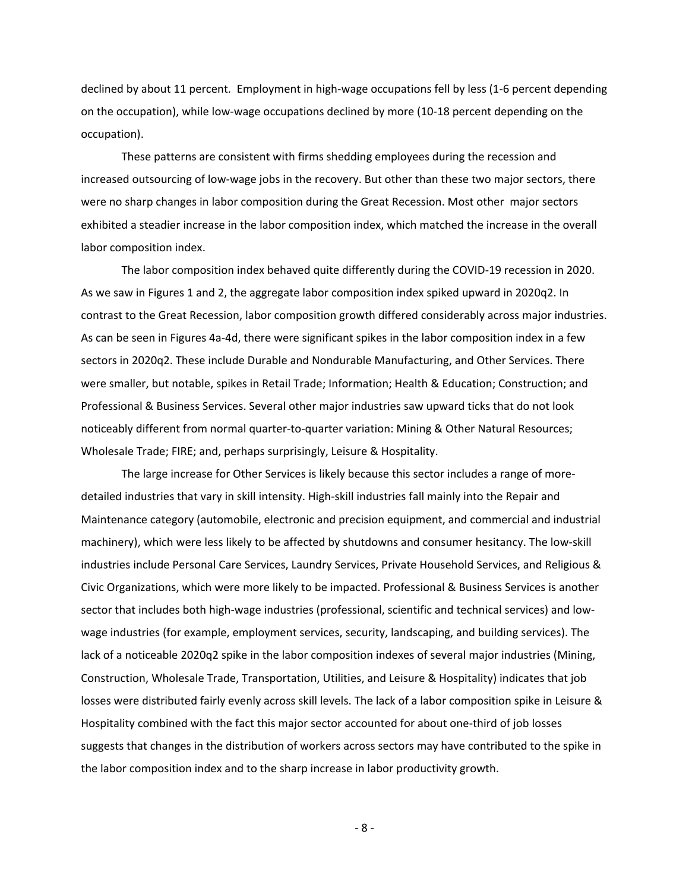declined by about 11 percent. Employment in high-wage occupations fell by less (1-6 percent depending on the occupation), while low-wage occupations declined by more (10-18 percent depending on the occupation).

These patterns are consistent with firms shedding employees during the recession and increased outsourcing of low-wage jobs in the recovery. But other than these two major sectors, there were no sharp changes in labor composition during the Great Recession. Most other major sectors exhibited a steadier increase in the labor composition index, which matched the increase in the overall labor composition index.

The labor composition index behaved quite differently during the COVID-19 recession in 2020. As we saw in Figures 1 and 2, the aggregate labor composition index spiked upward in 2020q2. In contrast to the Great Recession, labor composition growth differed considerably across major industries. As can be seen in Figures 4a-4d, there were significant spikes in the labor composition index in a few sectors in 2020q2. These include Durable and Nondurable Manufacturing, and Other Services. There were smaller, but notable, spikes in Retail Trade; Information; Health & Education; Construction; and Professional & Business Services. Several other major industries saw upward ticks that do not look noticeably different from normal quarter-to-quarter variation: Mining & Other Natural Resources; Wholesale Trade; FIRE; and, perhaps surprisingly, Leisure & Hospitality.

The large increase for Other Services is likely because this sector includes a range of more-detailed industries that vary in skill intensity. High-skill industries fall mainly into the Repair and Maintenance category (automobile, electronic and precision equipment, and commercial and industrial machinery), which were less likely to be affected by shutdowns and consumer hesitancy. The low-skill industries include Personal Care Services, Laundry Services, Private Household Services, and Religious & Civic Organizations, which were more likely to be impacted. Professional & Business Services is another sector that includes both high-wage industries (professional, scientific and technical services) and low-wage industries (for example, employment services, security, landscaping, and building services). The lack of a noticeable 2020q2 spike in the labor composition indexes of several major industries (Mining, Construction, Wholesale Trade, Transportation, Utilities, and Leisure & Hospitality) indicates that job losses were distributed fairly evenly across skill levels. The lack of a labor composition spike in Leisure & Hospitality combined with the fact this major sector accounted for about one-third of job losses suggests that changes in the distribution of workers across sectors may have contributed to the spike in the labor composition index and to the sharp increase in labor productivity growth.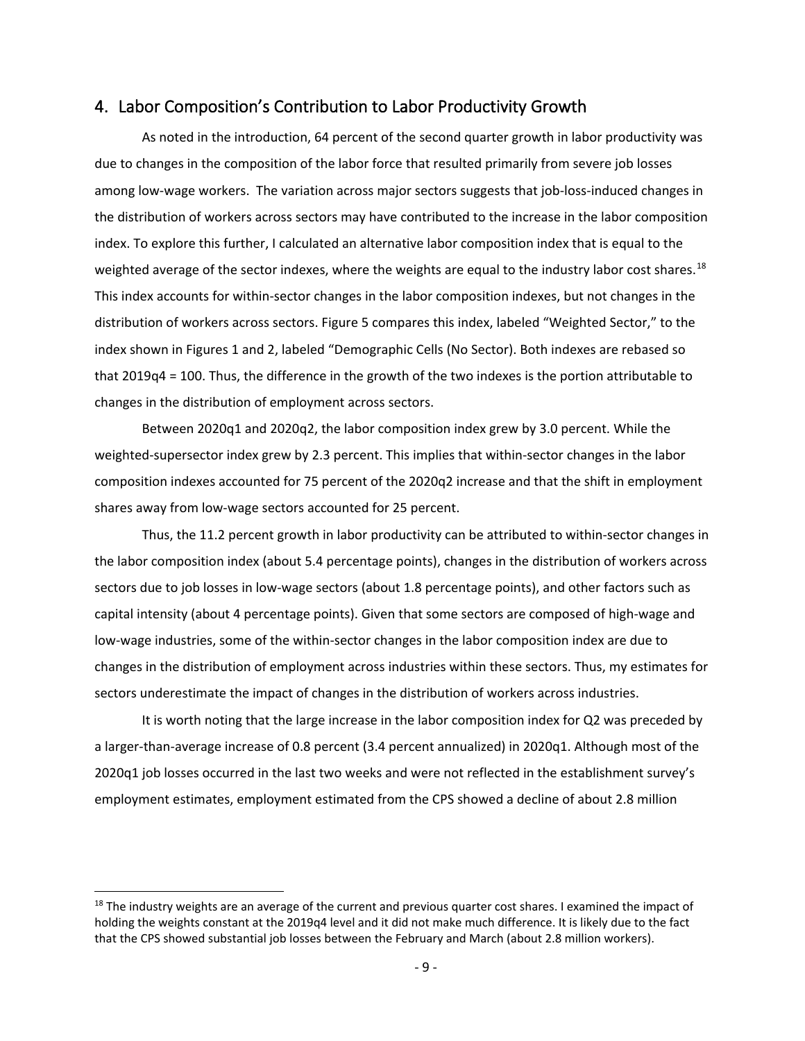## 4. Labor Composition's Contribution to Labor Productivity Growth

As noted in the introduction, 64 percent of the second quarter growth in labor productivity was due to changes in the composition of the labor force that resulted primarily from severe job losses among low-wage workers. The variation across major sectors suggests that job-loss-induced changes in the distribution of workers across sectors may have contributed to the increase in the labor composition index. To explore this further, I calculated an alternative labor composition index that is equal to the weighted average of the sector indexes, where the weights are equal to the industry labor cost shares.[18] This index accounts for within-sector changes in the labor composition indexes, but not changes in the distribution of workers across sectors. Figure 5 compares this index, labeled "Weighted Sector," to the index shown in Figures 1 and 2, labeled "Demographic Cells (No Sector). Both indexes are rebased so that 2019q4 = 100. Thus, the difference in the growth of the two indexes is the portion attributable to changes in the distribution of employment across sectors.

Between 2020q1 and 2020q2, the labor composition index grew by 3.0 percent. While the weighted-supersector index grew by 2.3 percent. This implies that within-sector changes in the labor composition indexes accounted for 75 percent of the 2020q2 increase and that the shift in employment shares away from low-wage sectors accounted for 25 percent.

Thus, the 11.2 percent growth in labor productivity can be attributed to within-sector changes in the labor composition index (about 5.4 percentage points), changes in the distribution of workers across sectors due to job losses in low-wage sectors (about 1.8 percentage points), and other factors such as capital intensity (about 4 percentage points). Given that some sectors are composed of high-wage and low-wage industries, some of the within-sector changes in the labor composition index are due to changes in the distribution of employment across industries within these sectors. Thus, my estimates for sectors underestimate the impact of changes in the distribution of workers across industries.

It is worth noting that the large increase in the labor composition index for Q2 was preceded by a larger-than-average increase of 0.8 percent (3.4 percent annualized) in 2020q1. Although most of the 2020q1 job losses occurred in the last two weeks and were not reflected in the establishment survey's employment estimates, employment estimated from the CPS showed a decline of about 2.8 million

[18] The industry weights are an average of the current and previous quarter cost shares. I examined the impact of holding the weights constant at the 2019q4 level and it did not make much difference. It is likely due to the fact that the CPS showed substantial job losses between the February and March (about 2.8 million workers).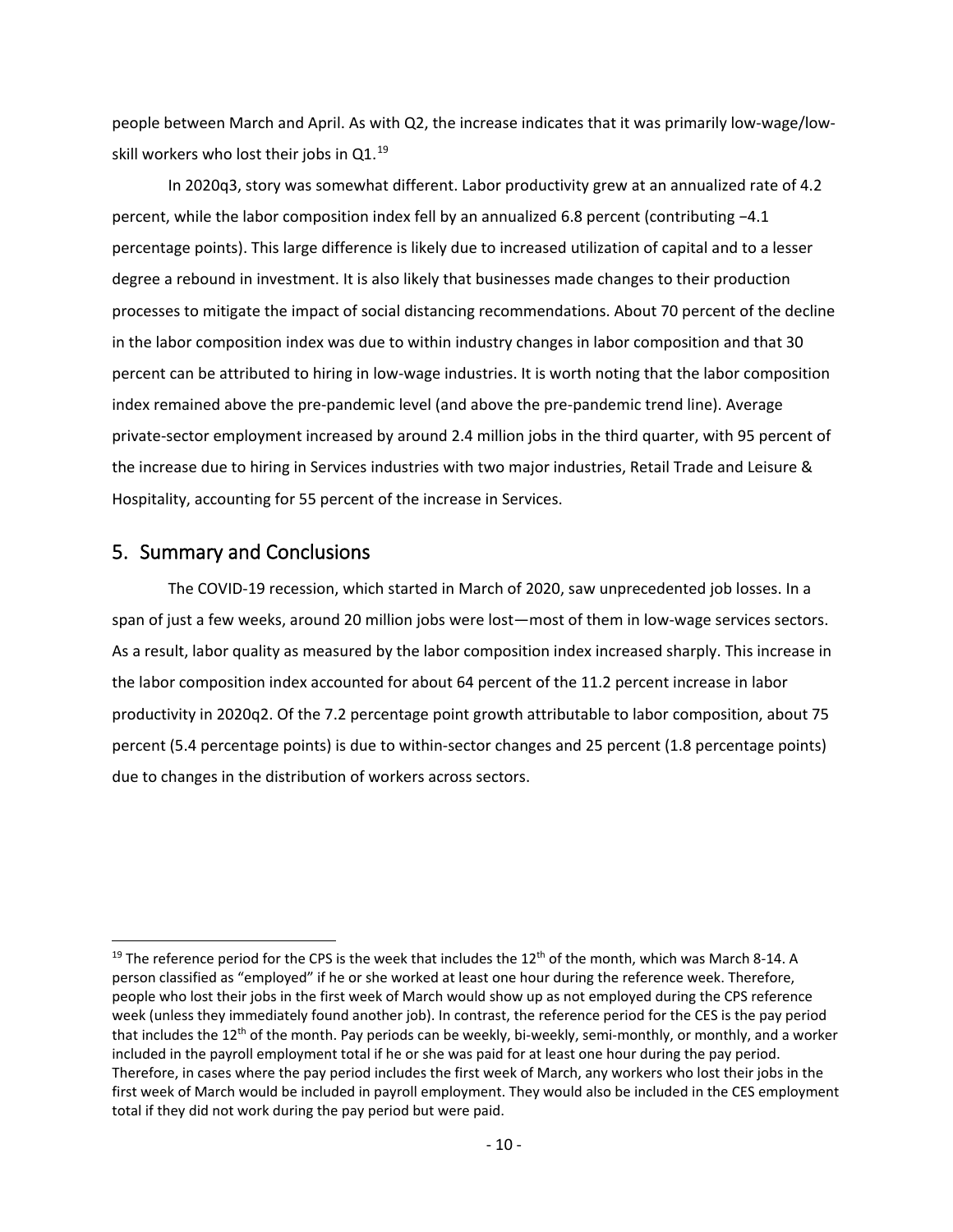people between March and April. As with Q2, the increase indicates that it was primarily low-wage/low-skill workers who lost their jobs in Q1.[19]

In 2020q3, story was somewhat different. Labor productivity grew at an annualized rate of 4.2 percent, while the labor composition index fell by an annualized 6.8 percent (contributing −4.1 percentage points). This large difference is likely due to increased utilization of capital and to a lesser degree a rebound in investment. It is also likely that businesses made changes to their production processes to mitigate the impact of social distancing recommendations. About 70 percent of the decline in the labor composition index was due to within industry changes in labor composition and that 30 percent can be attributed to hiring in low-wage industries. It is worth noting that the labor composition index remained above the pre-pandemic level (and above the pre-pandemic trend line). Average private-sector employment increased by around 2.4 million jobs in the third quarter, with 95 percent of the increase due to hiring in Services industries with two major industries, Retail Trade and Leisure & Hospitality, accounting for 55 percent of the increase in Services.

## 5. Summary and Conclusions

The COVID-19 recession, which started in March of 2020, saw unprecedented job losses. In a span of just a few weeks, around 20 million jobs were lost—most of them in low-wage services sectors. As a result, labor quality as measured by the labor composition index increased sharply. This increase in the labor composition index accounted for about 64 percent of the 11.2 percent increase in labor productivity in 2020q2. Of the 7.2 percentage point growth attributable to labor composition, about 75 percent (5.4 percentage points) is due to within-sector changes and 25 percent (1.8 percentage points) due to changes in the distribution of workers across sectors.

---

[19] The reference period for the CPS is the week that includes the 12th of the month, which was March 8-14. A person classified as "employed" if he or she worked at least one hour during the reference week. Therefore, people who lost their jobs in the first week of March would show up as not employed during the CPS reference week (unless they immediately found another job). In contrast, the reference period for the CES is the pay period that includes the 12th of the month. Pay periods can be weekly, bi-weekly, semi-monthly, or monthly, and a worker included in the payroll employment total if he or she was paid for at least one hour during the pay period. Therefore, in cases where the pay period includes the first week of March, any workers who lost their jobs in the first week of March would be included in payroll employment. They would also be included in the CES employment total if they did not work during the pay period but were paid.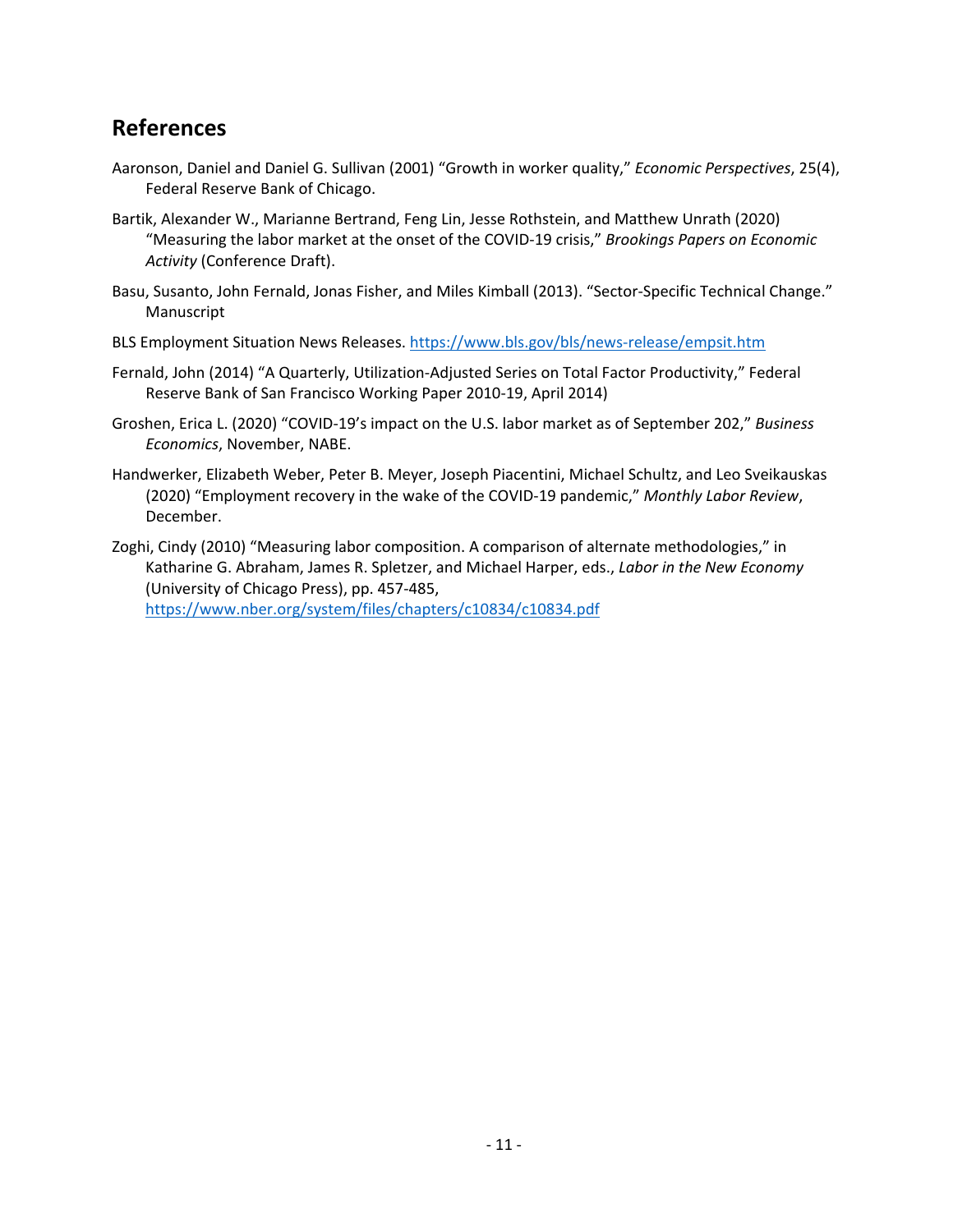## References

Aaronson, Daniel and Daniel G. Sullivan (2001) "Growth in worker quality," *Economic Perspectives*, 25(4), Federal Reserve Bank of Chicago.

Bartik, Alexander W., Marianne Bertrand, Feng Lin, Jesse Rothstein, and Matthew Unrath (2020) "Measuring the labor market at the onset of the COVID-19 crisis," *Brookings Papers on Economic Activity* (Conference Draft).

Basu, Susanto, John Fernald, Jonas Fisher, and Miles Kimball (2013). "Sector-Specific Technical Change." Manuscript

BLS Employment Situation News Releases. https://www.bls.gov/bls/news-release/empsit.htm

Fernald, John (2014) "A Quarterly, Utilization-Adjusted Series on Total Factor Productivity," Federal Reserve Bank of San Francisco Working Paper 2010-19, April 2014)

Groshen, Erica L. (2020) "COVID-19's impact on the U.S. labor market as of September 202," *Business Economics*, November, NABE.

Handwerker, Elizabeth Weber, Peter B. Meyer, Joseph Piacentini, Michael Schultz, and Leo Sveikauskas (2020) "Employment recovery in the wake of the COVID-19 pandemic," *Monthly Labor Review*, December.

Zoghi, Cindy (2010) "Measuring labor composition. A comparison of alternate methodologies," in Katharine G. Abraham, James R. Spletzer, and Michael Harper, eds., *Labor in the New Economy* (University of Chicago Press), pp. 457-485, https://www.nber.org/system/files/chapters/c10834/c10834.pdf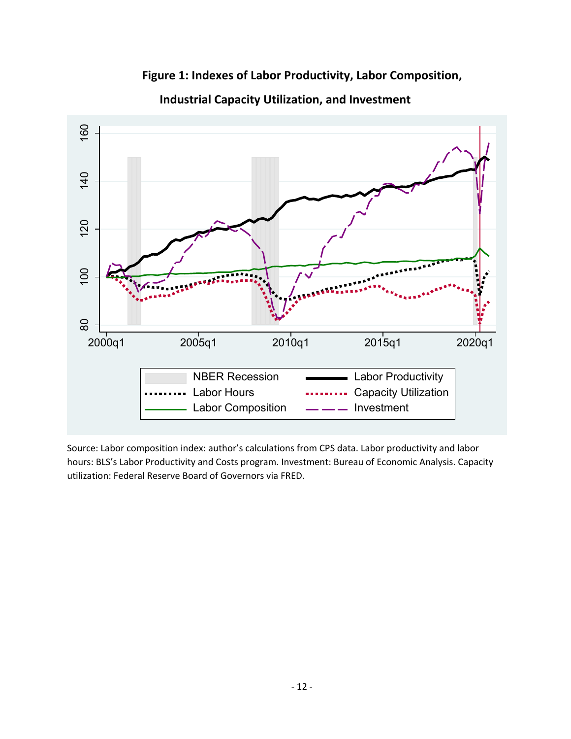**Figure 1: Indexes of Labor Productivity, Labor Composition, Industrial Capacity Utilization, and Investment**

Source: Labor composition index: author's calculations from CPS data. Labor productivity and labor hours: BLS's Labor Productivity and Costs program. Investment: Bureau of Economic Analysis. Capacity utilization: Federal Reserve Board of Governors via FRED.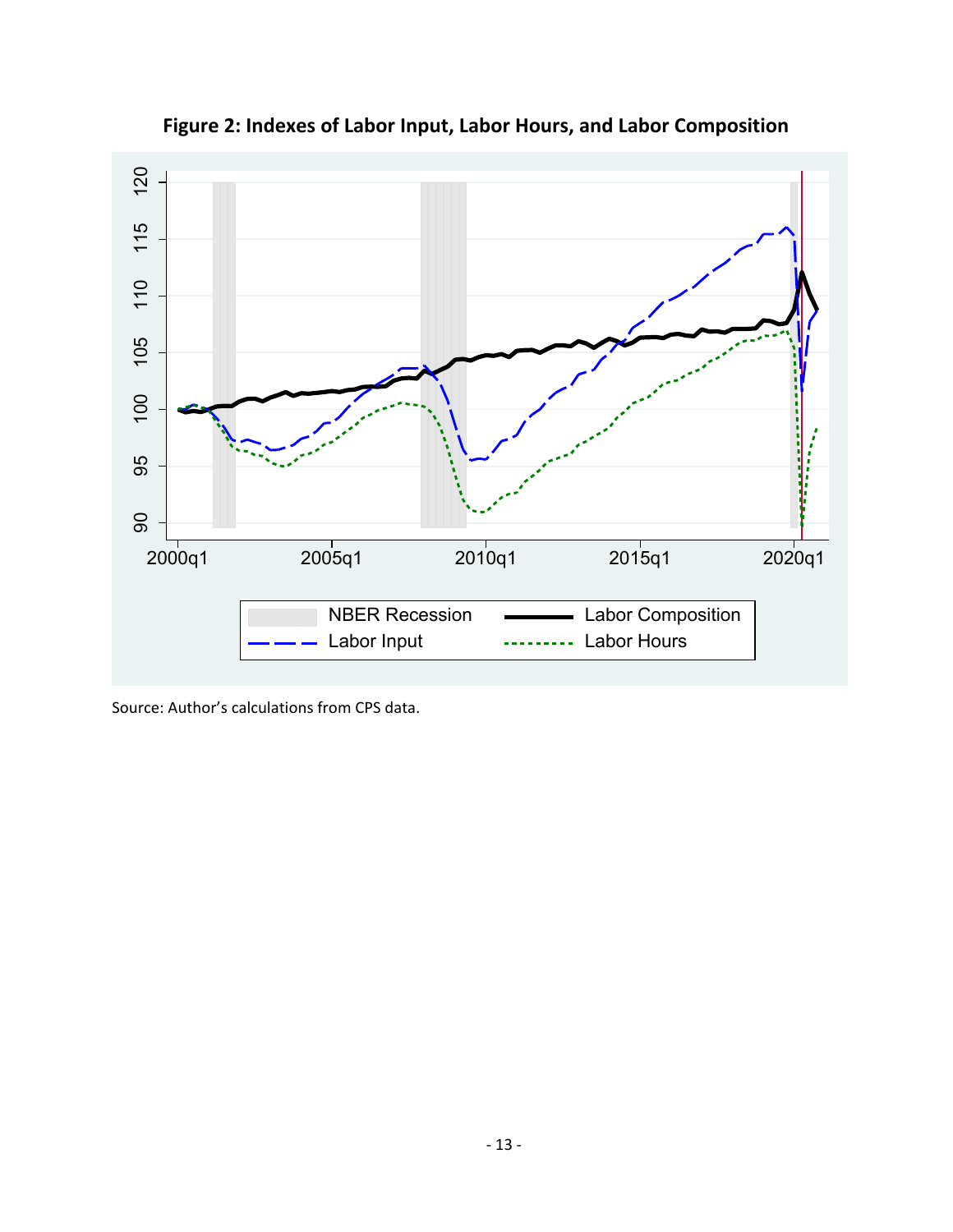**Figure 2: Indexes of Labor Input, Labor Hours, and Labor Composition**

Source: Author's calculations from CPS data.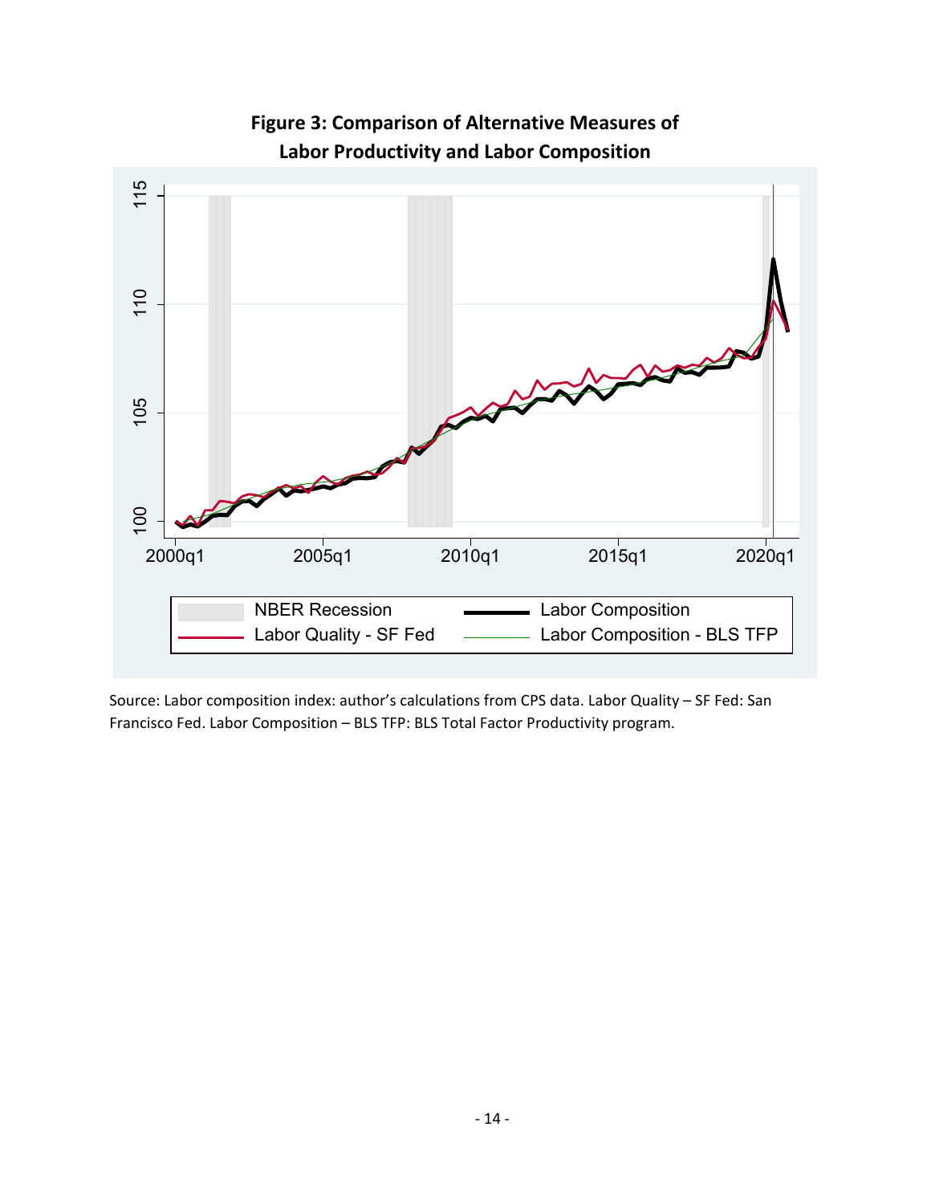**Figure 3: Comparison of Alternative Measures of Labor Productivity and Labor Composition**

Source: Labor composition index: author's calculations from CPS data. Labor Quality – SF Fed: San Francisco Fed. Labor Composition – BLS TFP: BLS Total Factor Productivity program.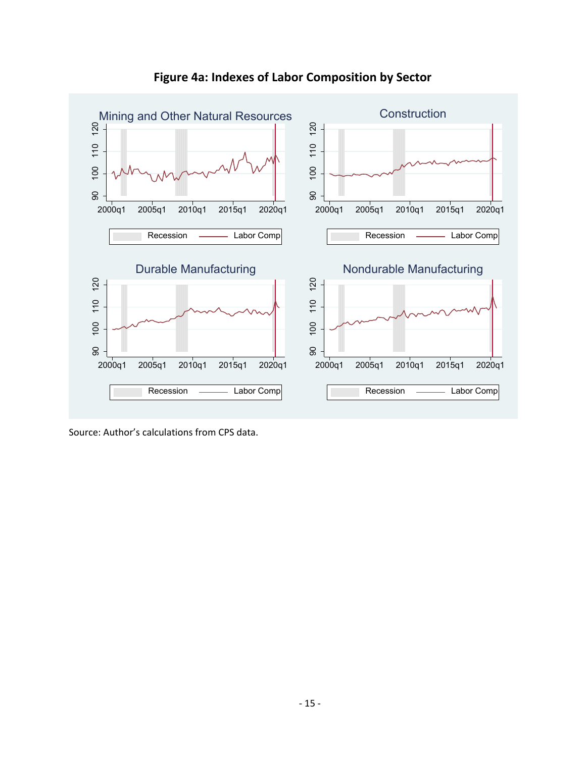**Figure 4a: Indexes of Labor Composition by Sector**

Source: Author's calculations from CPS data.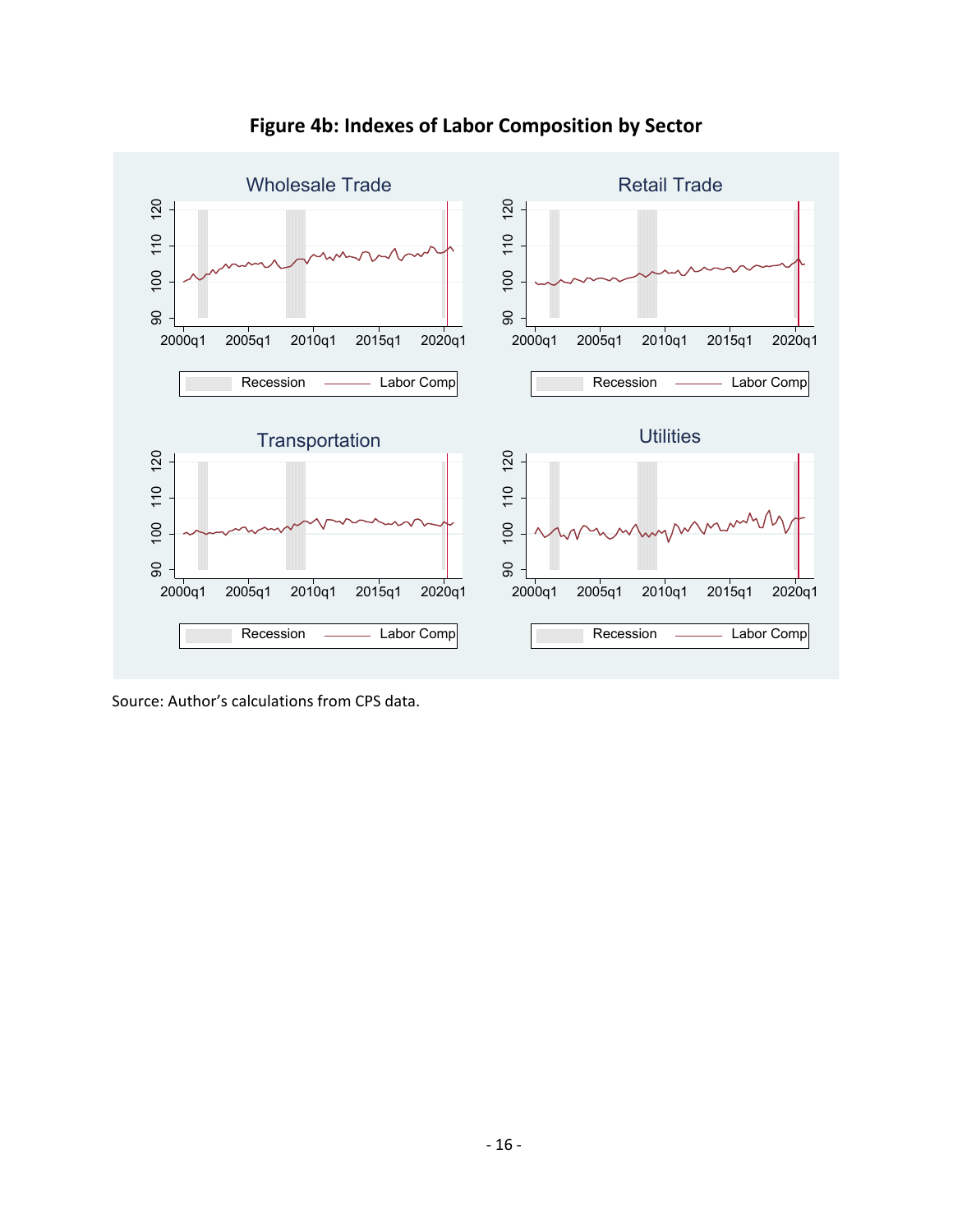**Figure 4b: Indexes of Labor Composition by Sector**

Source: Author's calculations from CPS data.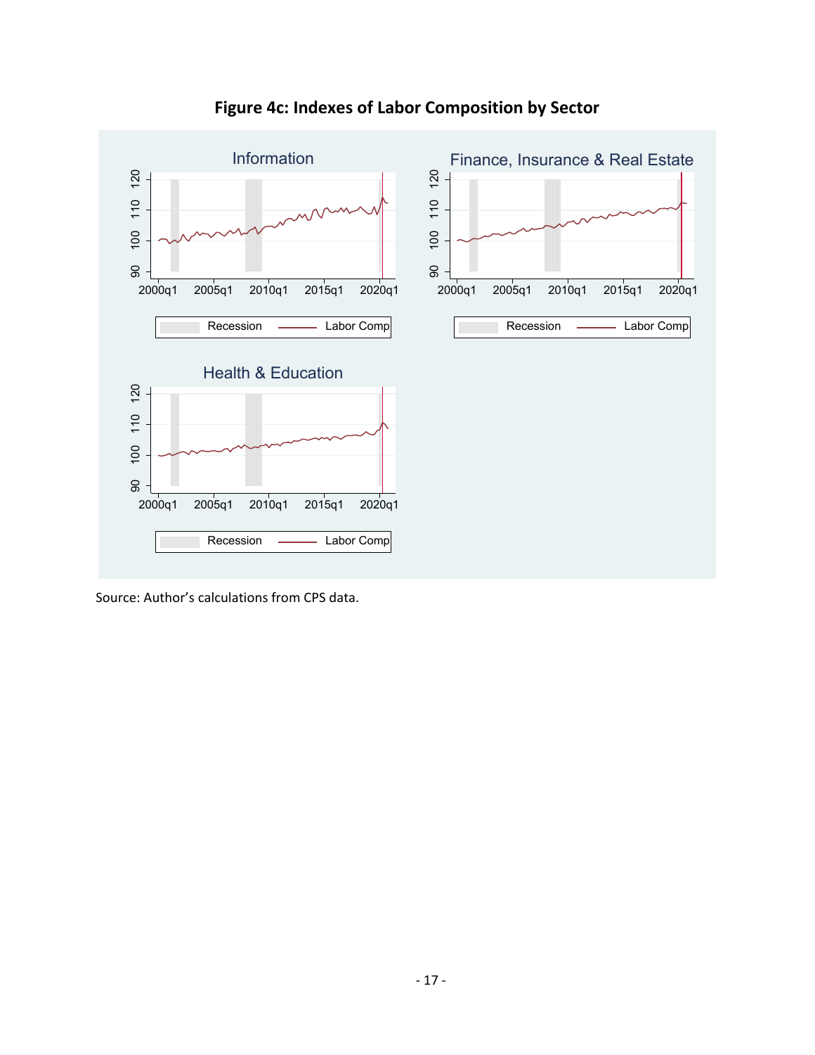**Figure 4c: Indexes of Labor Composition by Sector**

Source: Author's calculations from CPS data.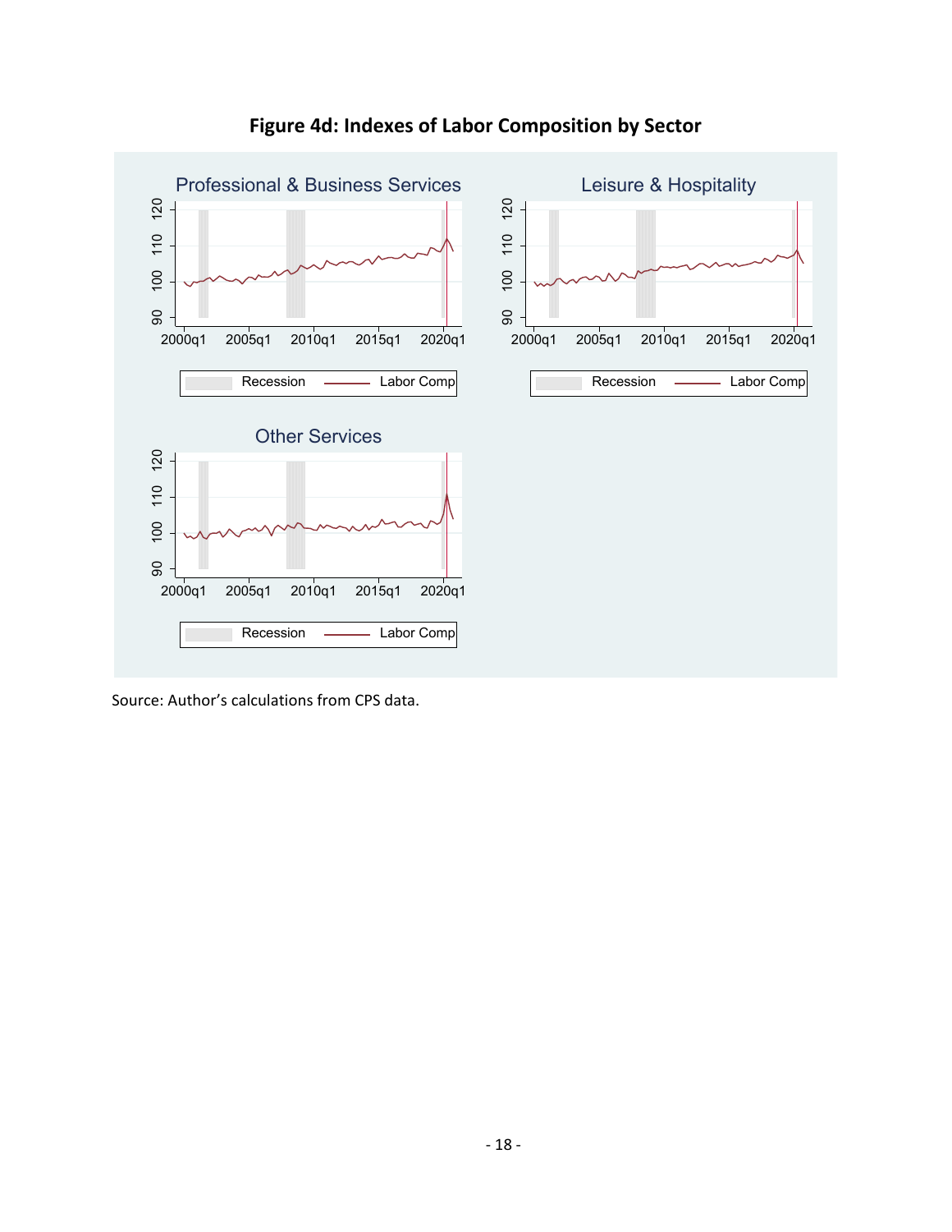**Figure 4d: Indexes of Labor Composition by Sector**

Source: Author's calculations from CPS data.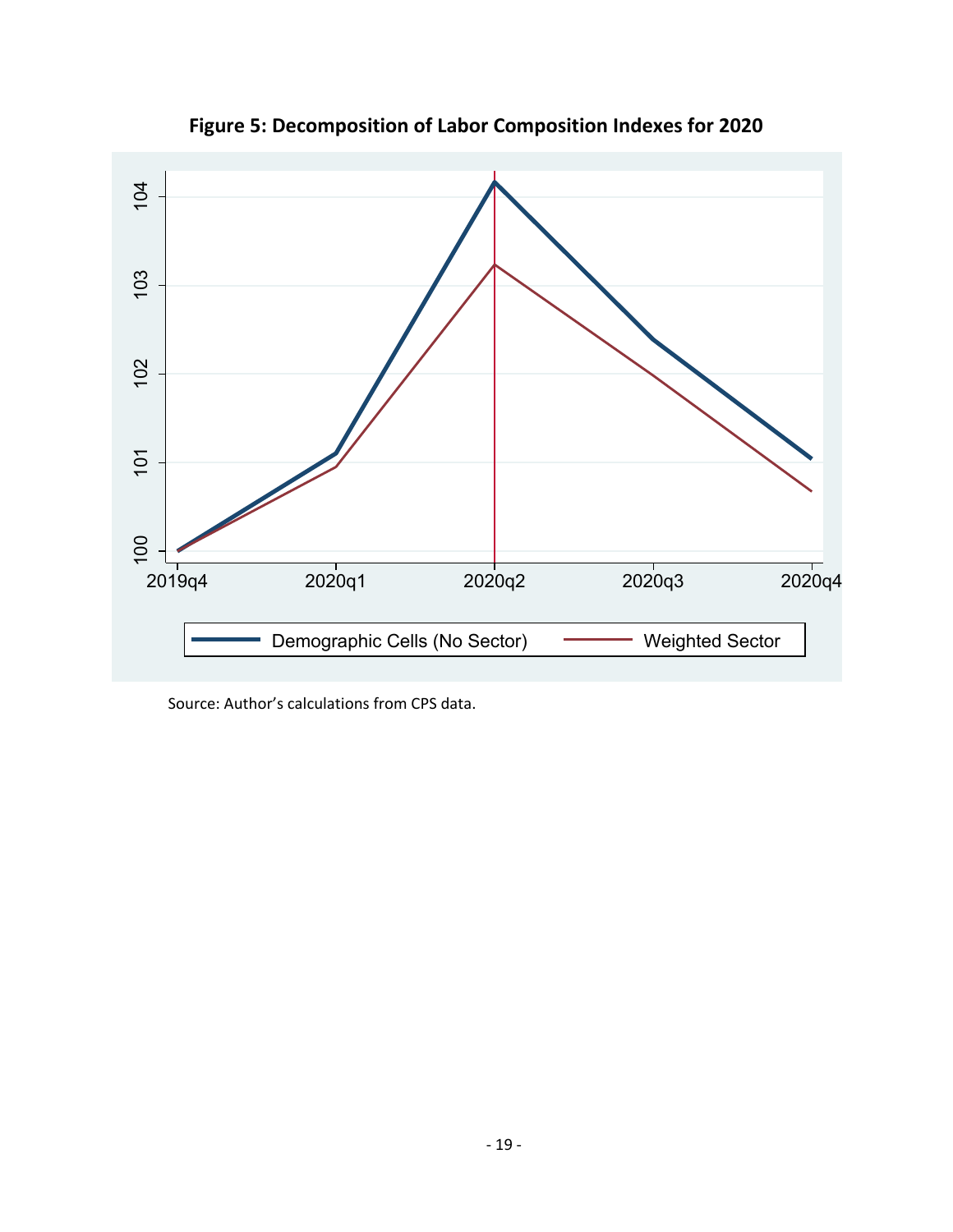**Figure 5: Decomposition of Labor Composition Indexes for 2020**

104
103
102
101
100

2019q4
2020q1
2020q2
2020q3
2020q4

Demographic Cells (No Sector)
Weighted Sector

Source: Author's calculations from CPS data.